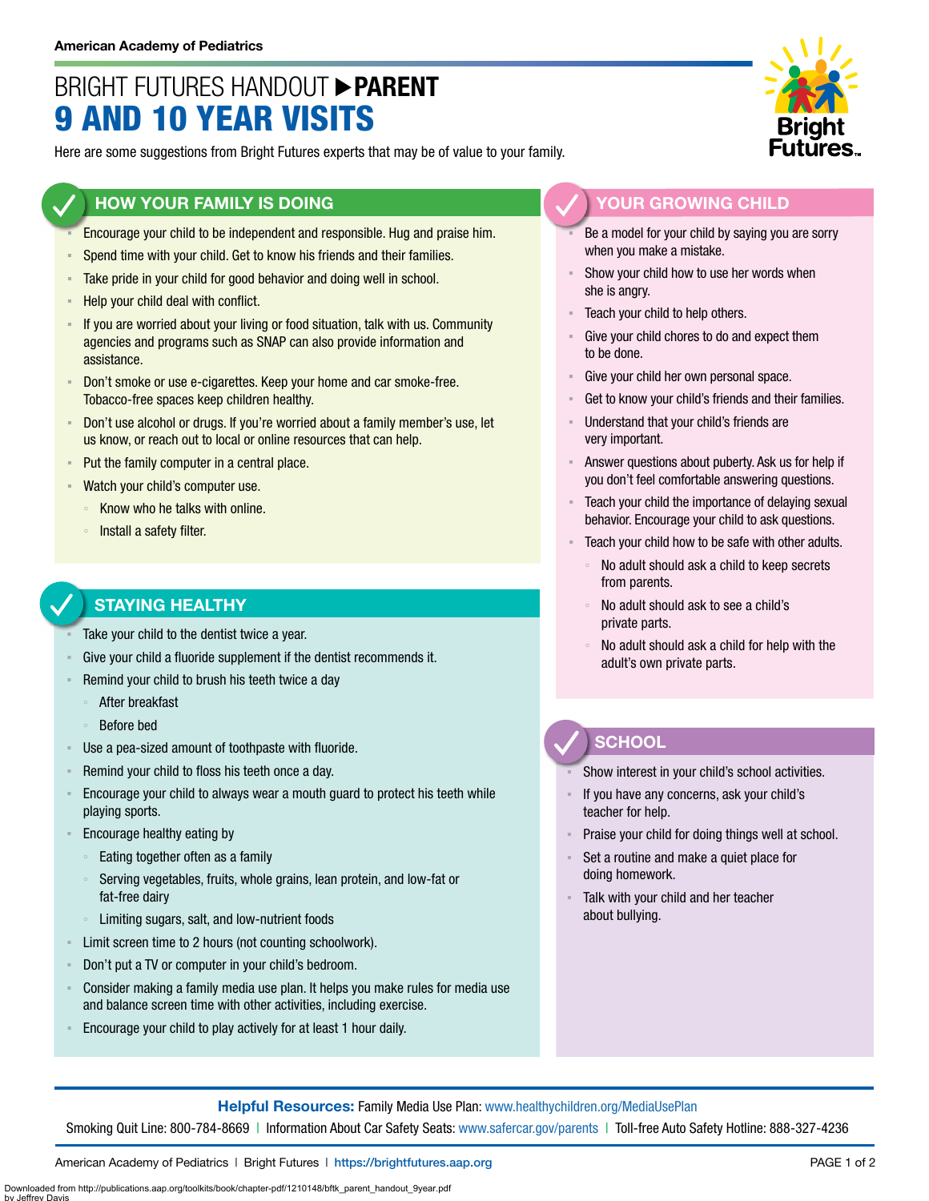American Academy of Pediatrics

# BRIGHT FUTURES HANDOUT ▶ PARENT
# 9 AND 10 YEAR VISITS

Here are some suggestions from Bright Futures experts that may be of value to your family.

## HOW YOUR FAMILY IS DOING

- Encourage your child to be independent and responsible. Hug and praise him.
- Spend time with your child. Get to know his friends and their families.
- Take pride in your child for good behavior and doing well in school.
- Help your child deal with conflict.
- If you are worried about your living or food situation, talk with us. Community agencies and programs such as SNAP can also provide information and assistance.
- Don't smoke or use e-cigarettes. Keep your home and car smoke-free. Tobacco-free spaces keep children healthy.
- Don't use alcohol or drugs. If you're worried about a family member's use, let us know, or reach out to local or online resources that can help.
- Put the family computer in a central place.
- Watch your child's computer use.
  - Know who he talks with online.
  - Install a safety filter.

## STAYING HEALTHY

- Take your child to the dentist twice a year.
- Give your child a fluoride supplement if the dentist recommends it.
- Remind your child to brush his teeth twice a day
  - After breakfast
  - Before bed
- Use a pea-sized amount of toothpaste with fluoride.
- Remind your child to floss his teeth once a day.
- Encourage your child to always wear a mouth guard to protect his teeth while playing sports.
- Encourage healthy eating by
  - Eating together often as a family
  - Serving vegetables, fruits, whole grains, lean protein, and low-fat or fat-free dairy
  - Limiting sugars, salt, and low-nutrient foods
- Limit screen time to 2 hours (not counting schoolwork).
- Don't put a TV or computer in your child's bedroom.
- Consider making a family media use plan. It helps you make rules for media use and balance screen time with other activities, including exercise.
- Encourage your child to play actively for at least 1 hour daily.

## YOUR GROWING CHILD

- Be a model for your child by saying you are sorry when you make a mistake.
- Show your child how to use her words when she is angry.
- Teach your child to help others.
- Give your child chores to do and expect them to be done.
- Give your child her own personal space.
- Get to know your child's friends and their families.
- Understand that your child's friends are very important.
- Answer questions about puberty. Ask us for help if you don't feel comfortable answering questions.
- Teach your child the importance of delaying sexual behavior. Encourage your child to ask questions.
- Teach your child how to be safe with other adults.
  - No adult should ask a child to keep secrets from parents.
  - No adult should ask to see a child's private parts.
  - No adult should ask a child for help with the adult's own private parts.

## SCHOOL

- Show interest in your child's school activities.
- If you have any concerns, ask your child's teacher for help.
- Praise your child for doing things well at school.
- Set a routine and make a quiet place for doing homework.
- Talk with your child and her teacher about bullying.

**Helpful Resources:** Family Media Use Plan: www.healthychildren.org/MediaUsePlan

Smoking Quit Line: 800-784-8669 | Information About Car Safety Seats: www.safercar.gov/parents | Toll-free Auto Safety Hotline: 888-327-4236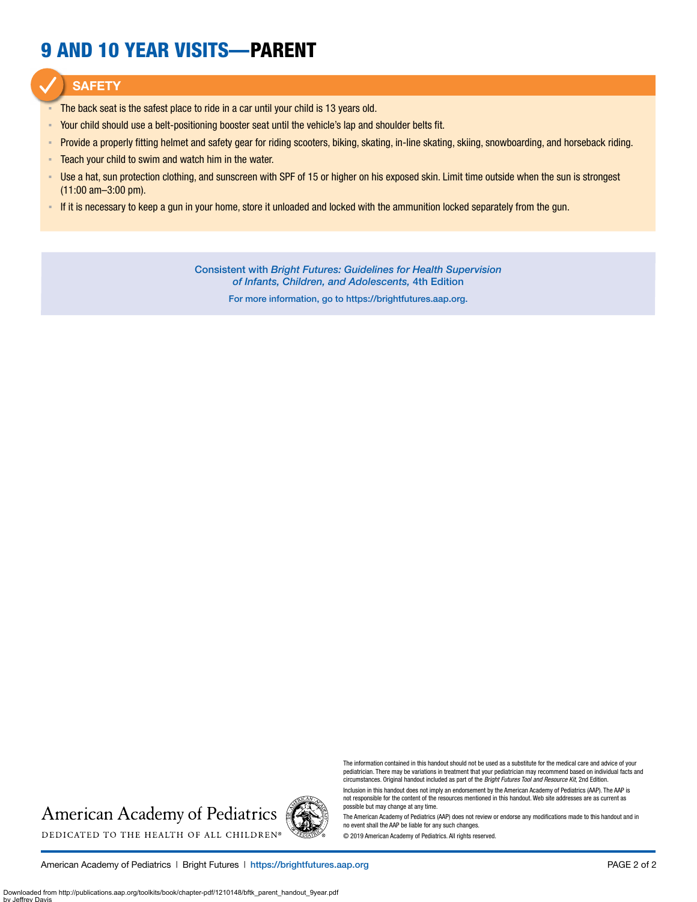# 9 AND 10 YEAR VISITS—PARENT

## SAFETY

- The back seat is the safest place to ride in a car until your child is 13 years old.
- Your child should use a belt-positioning booster seat until the vehicle's lap and shoulder belts fit.
- Provide a properly fitting helmet and safety gear for riding scooters, biking, skating, in-line skating, skiing, snowboarding, and horseback riding.
- Teach your child to swim and watch him in the water.
- Use a hat, sun protection clothing, and sunscreen with SPF of 15 or higher on his exposed skin. Limit time outside when the sun is strongest (11:00 am–3:00 pm).
- If it is necessary to keep a gun in your home, store it unloaded and locked with the ammunition locked separately from the gun.

Consistent with *Bright Futures: Guidelines for Health Supervision of Infants, Children, and Adolescents,* 4th Edition

For more information, go to https://brightfutures.aap.org.

American Academy of Pediatrics

DEDICATED TO THE HEALTH OF ALL CHILDREN®

The information contained in this handout should not be used as a substitute for the medical care and advice of your pediatrician. There may be variations in treatment that your pediatrician may recommend based on individual facts and circumstances. Original handout included as part of the *Bright Futures Tool and Resource Kit,* 2nd Edition.

Inclusion in this handout does not imply an endorsement by the American Academy of Pediatrics (AAP). The AAP is not responsible for the content of the resources mentioned in this handout. Web site addresses are as current as possible but may change at any time.

The American Academy of Pediatrics (AAP) does not review or endorse any modifications made to this handout and in no event shall the AAP be liable for any such changes.

© 2019 American Academy of Pediatrics. All rights reserved.

Downloaded from http://publications.aap.org/toolkits/book/chapter-pdf/1210148/bftk_parent_handout_9year.pdf by Jeffrey Davis